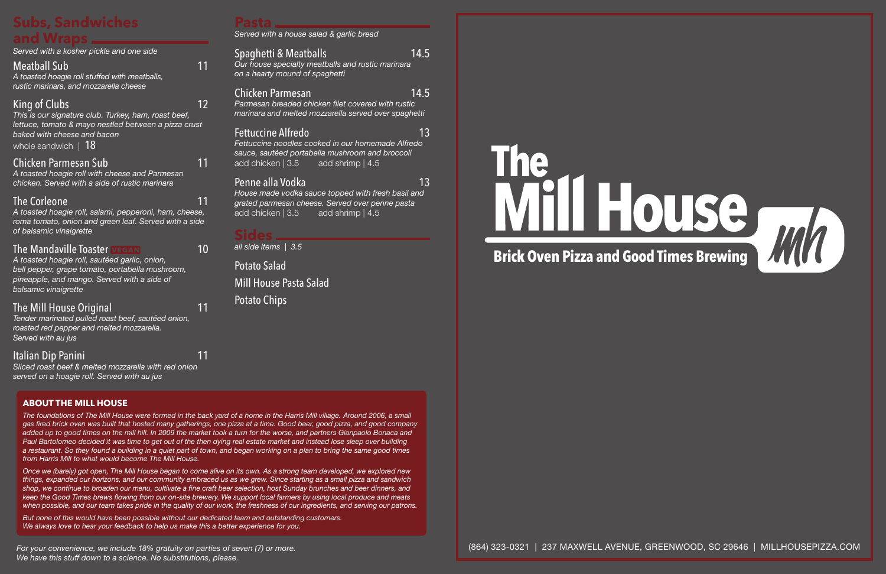## Subs, Sandwiches and Wraps

*Served with a kosher pickle and one side*

### Meatball Sub — 11

*A toasted hoagie roll stuffed with meatballs, rustic marinara, and mozzarella cheese*

### King of Clubs — 12

*This is our signature club. Turkey, ham, roast beef, lettuce, tomato & mayo nestled between a pizza crust baked with cheese and bacon*

whole sandwich | 18

### Chicken Parmesan Sub — 11

*A toasted hoagie roll with cheese and Parmesan chicken. Served with a side of rustic marinara*

### The Corleone — 11

*A toasted hoagie roll, salami, pepperoni, ham, cheese, roma tomato, onion and green leaf. Served with a side of balsamic vinaigrette*

### The Mandaville Toaster VEGAN — 10

*A toasted hoagie roll, sautéed garlic, onion, bell pepper, grape tomato, portabella mushroom, pineapple, and mango. Served with a side of balsamic vinaigrette*

### The Mill House Original — 11

*Tender marinated pulled roast beef, sautéed onion, roasted red pepper and melted mozzarella. Served with au jus*

### Italian Dip Panini — 11

*Sliced roast beef & melted mozzarella with red onion served on a hoagie roll. Served with au jus*

## Pasta

*Served with a house salad & garlic bread*

### Spaghetti & Meatballs — 14.5

*Our house specialty meatballs and rustic marinara on a hearty mound of spaghetti*

### Chicken Parmesan — 14.5

*Parmesan breaded chicken filet covered with rustic marinara and melted mozzarella served over spaghetti*

### Fettuccine Alfredo — 13

*Fettuccine noodles cooked in our homemade Alfredo sauce, sautéed portabella mushroom and broccoli*

add chicken | 3.5 add shrimp | 4.5

### Penne alla Vodka — 13

*House made vodka sauce topped with fresh basil and grated parmesan cheese. Served over penne pasta*

add chicken | 3.5 add shrimp | 4.5

## Sides

*all side items | 3.5*

- Potato Salad
- Mill House Pasta Salad
- Potato Chips

## ABOUT THE MILL HOUSE

*The foundations of The Mill House were formed in the back yard of a home in the Harris Mill village. Around 2006, a small gas fired brick oven was built that hosted many gatherings, one pizza at a time. Good beer, good pizza, and good company added up to good times on the mill hill. In 2009 the market took a turn for the worse, and partners Gianpaolo Bonaca and Paul Bartolomeo decided it was time to get out of the then dying real estate market and instead lose sleep over building a restaurant. So they found a building in a quiet part of town, and began working on a plan to bring the same good times from Harris Mill to what would become The Mill House.*

*Once we (barely) got open, The Mill House began to come alive on its own. As a strong team developed, we explored new things, expanded our horizons, and our community embraced us as we grew. Since starting as a small pizza and sandwich shop, we continue to broaden our menu, cultivate a fine craft beer selection, host Sunday brunches and beer dinners, and keep the Good Times brews flowing from our on-site brewery. We support local farmers by using local produce and meats when possible, and our team takes pride in the quality of our work, the freshness of our ingredients, and serving our patrons.*

*But none of this would have been possible without our dedicated team and outstanding customers. We always love to hear your feedback to help us make this a better experience for you.*

*For your convenience, we include 18% gratuity on parties of seven (7) or more. We have this stuff down to a science. No substitutions, please.*

# The Mill House

**Brick Oven Pizza and Good Times Brewing**

mh

(864) 323-0321 | 237 MAXWELL AVENUE, GREENWOOD, SC 29646 | MILLHOUSEPIZZA.COM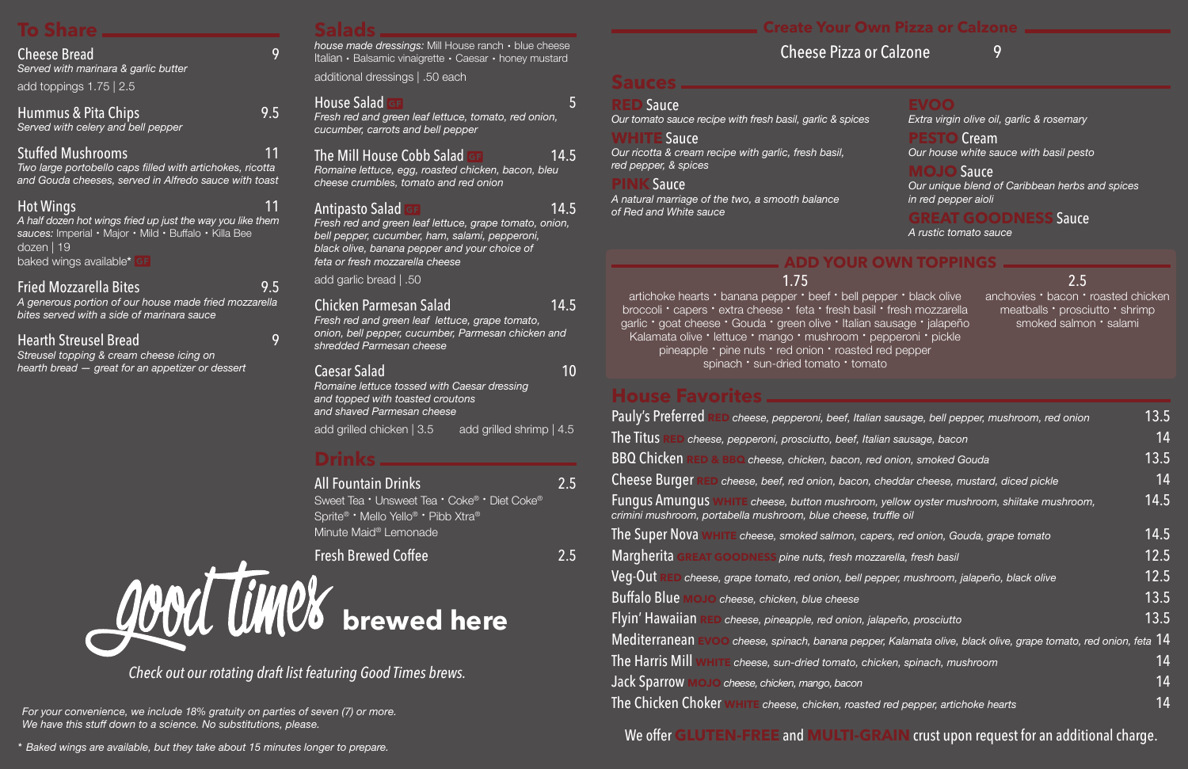## To Share

**Cheese Bread** 9
*Served with marinara & garlic butter*
add toppings 1.75 | 2.5

**Hummus & Pita Chips** 9.5
*Served with celery and bell pepper*

**Stuffed Mushrooms** 11
*Two large portobello caps filled with artichokes, ricotta and Gouda cheeses, served in Alfredo sauce with toast*

**Hot Wings** 11
*A half dozen hot wings fried up just the way you like them*
*sauces:* Imperial • Major • Mild • Buffalo • Killa Bee
dozen | 19
baked wings available* GF

**Fried Mozzarella Bites** 9.5
*A generous portion of our house made fried mozzarella bites served with a side of marinara sauce*

**Hearth Streusel Bread** 9
*Streusel topping & cream cheese icing on hearth bread — great for an appetizer or dessert*

## Salads

*house made dressings:* Mill House ranch • blue cheese
Italian • Balsamic vinaigrette • Caesar • honey mustard
additional dressings | .50 each

**House Salad** GF 5
*Fresh red and green leaf lettuce, tomato, red onion, cucumber, carrots and bell pepper*

**The Mill House Cobb Salad** GF 14.5
*Romaine lettuce, egg, roasted chicken, bacon, bleu cheese crumbles, tomato and red onion*

**Antipasto Salad** GF 14.5
*Fresh red and green leaf lettuce, grape tomato, onion, bell pepper, cucumber, ham, salami, pepperoni, black olive, banana pepper and your choice of feta or fresh mozzarella cheese*
add garlic bread | .50

**Chicken Parmesan Salad** 14.5
*Fresh red and green leaf lettuce, grape tomato, onion, bell pepper, cucumber, Parmesan chicken and shredded Parmesan cheese*

**Caesar Salad** 10
*Romaine lettuce tossed with Caesar dressing and topped with toasted croutons and shaved Parmesan cheese*
add grilled chicken | 3.5   add grilled shrimp | 4.5

## Drinks

**All Fountain Drinks** 2.5
Sweet Tea • Unsweet Tea • Coke® • Diet Coke®
Sprite® • Mello Yello® • Pibb Xtra®
Minute Maid® Lemonade

**Fresh Brewed Coffee** 2.5

good times **brewed here**

*Check out our rotating draft list featuring Good Times brews.*

*For your convenience, we include 18% gratuity on parties of seven (7) or more. We have this stuff down to a science. No substitutions, please.*

*\* Baked wings are available, but they take about 15 minutes longer to prepare.*

## Create Your Own Pizza or Calzone

Cheese Pizza or Calzone 9

## Sauces

**RED Sauce**
*Our tomato sauce recipe with fresh basil, garlic & spices*

**WHITE Sauce**
*Our ricotta & cream recipe with garlic, fresh basil, red pepper, & spices*

**PINK Sauce**
*A natural marriage of the two, a smooth balance of Red and White sauce*

**EVOO**
*Extra virgin olive oil, garlic & rosemary*

**PESTO Cream**
*Our house white sauce with basil pesto*

**MOJO Sauce**
*Our unique blend of Caribbean herbs and spices in red pepper aioli*

**GREAT GOODNESS Sauce**
*A rustic tomato sauce*

## Add Your Own Toppings

**1.75**
artichoke hearts • banana pepper • beef • bell pepper • black olive
broccoli • capers • extra cheese • feta • fresh basil • fresh mozzarella
garlic • goat cheese • Gouda • green olive • Italian sausage • jalapeño
Kalamata olive • lettuce • mango • mushroom • pepperoni • pickle
pineapple • pine nuts • red onion • roasted red pepper
spinach • sun-dried tomato • tomato

**2.5**
anchovies • bacon • roasted chicken
meatballs • prosciutto • shrimp
smoked salmon • salami

## House Favorites

**Pauly's Preferred** RED *cheese, pepperoni, beef, Italian sausage, bell pepper, mushroom, red onion* 13.5

**The Titus** RED *cheese, pepperoni, prosciutto, beef, Italian sausage, bacon* 14

**BBQ Chicken** RED & BBQ *cheese, chicken, bacon, red onion, smoked Gouda* 13.5

**Cheese Burger** RED *cheese, beef, red onion, bacon, cheddar cheese, mustard, diced pickle* 14

**Fungus Amungus** WHITE *cheese, button mushroom, yellow oyster mushroom, shiitake mushroom, crimini mushroom, portabella mushroom, blue cheese, truffle oil* 14.5

**The Super Nova** WHITE *cheese, smoked salmon, capers, red onion, Gouda, grape tomato* 14.5

**Margherita** GREAT GOODNESS *pine nuts, fresh mozzarella, fresh basil* 12.5

**Veg-Out** RED *cheese, grape tomato, red onion, bell pepper, mushroom, jalapeño, black olive* 12.5

**Buffalo Blue** MOJO *cheese, chicken, blue cheese* 13.5

**Flyin' Hawaiian** RED *cheese, pineapple, red onion, jalapeño, prosciutto* 13.5

**Mediterranean** EVOO *cheese, spinach, banana pepper, Kalamata olive, black olive, grape tomato, red onion, feta* 14

**The Harris Mill** WHITE *cheese, sun-dried tomato, chicken, spinach, mushroom* 14

**Jack Sparrow** MOJO *cheese, chicken, mango, bacon* 14

**The Chicken Choker** WHITE *cheese, chicken, roasted red pepper, artichoke hearts* 14

We offer **GLUTEN-FREE** and **MULTI-GRAIN** crust upon request for an additional charge.